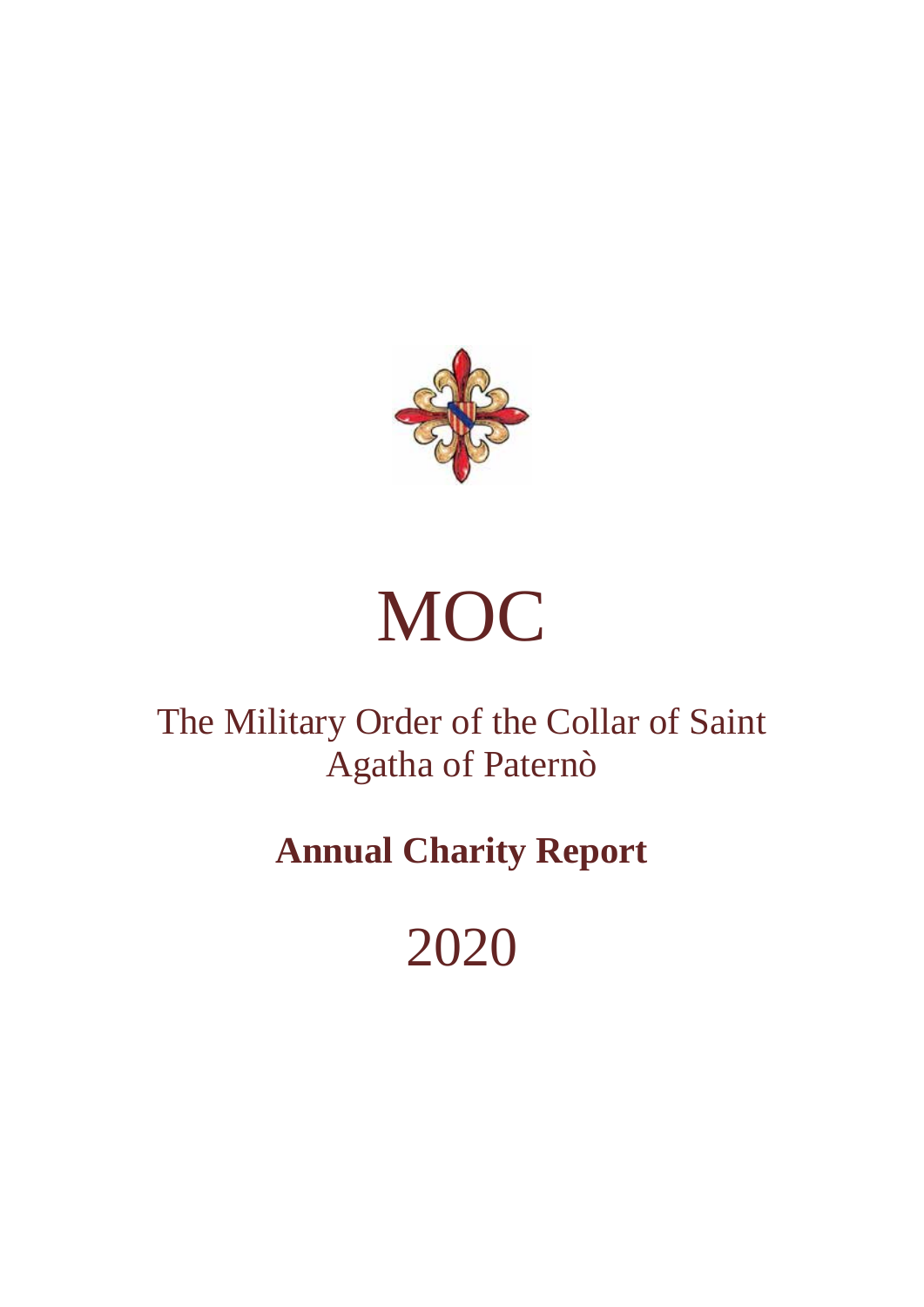# MOC

## The Military Order of the Collar of Saint Agatha of Paternò

**Annual Charity Report**

2020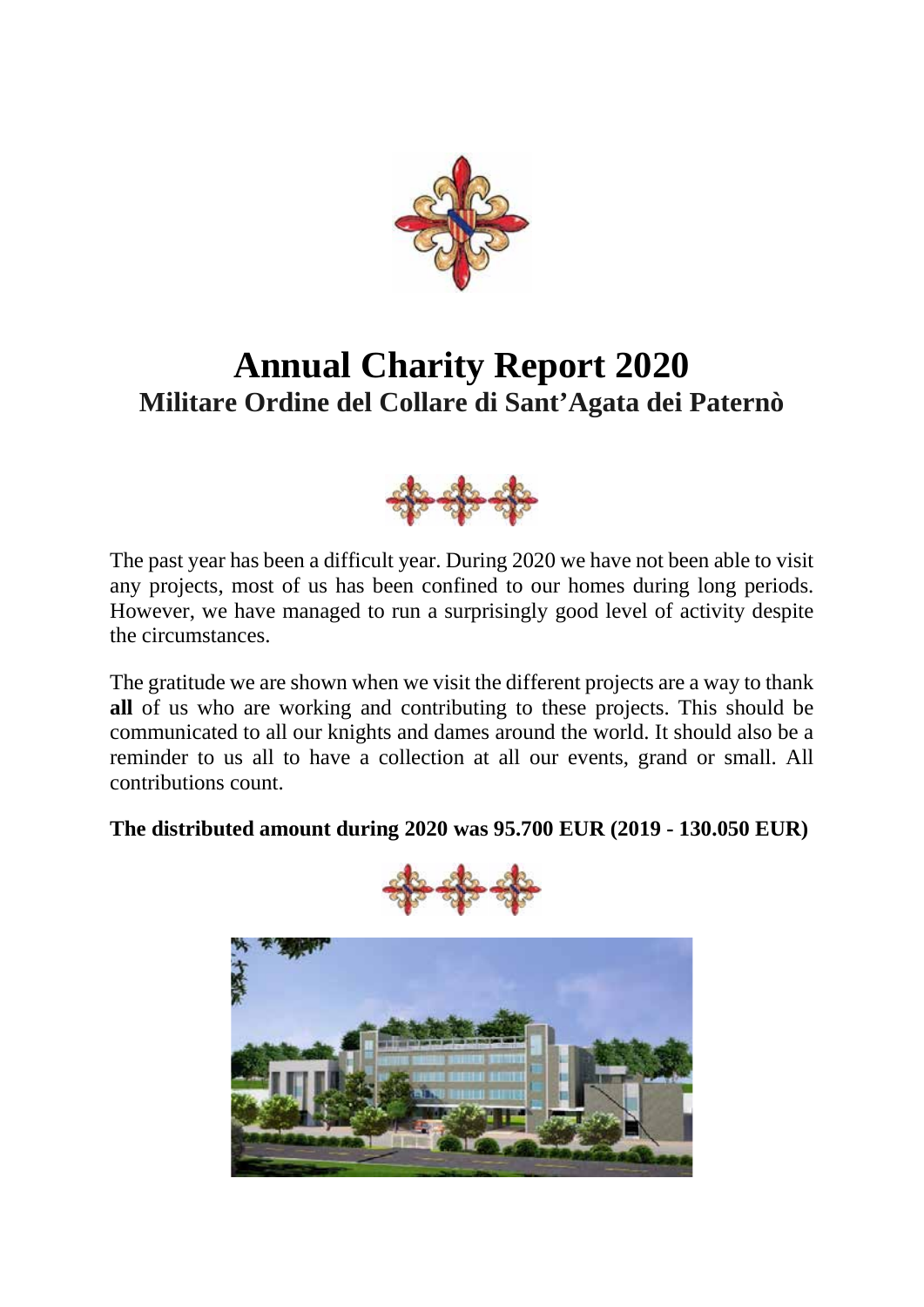# Annual Charity Report 2020

## Militare Ordine del Collare di Sant'Agata dei Paternò

The past year has been a difficult year. During 2020 we have not been able to visit any projects, most of us has been confined to our homes during long periods. However, we have managed to run a surprisingly good level of activity despite the circumstances.

The gratitude we are shown when we visit the different projects are a way to thank **all** of us who are working and contributing to these projects. This should be communicated to all our knights and dames around the world. It should also be a reminder to us all to have a collection at all our events, grand or small. All contributions count.

**The distributed amount during 2020 was 95.700 EUR (2019 - 130.050 EUR)**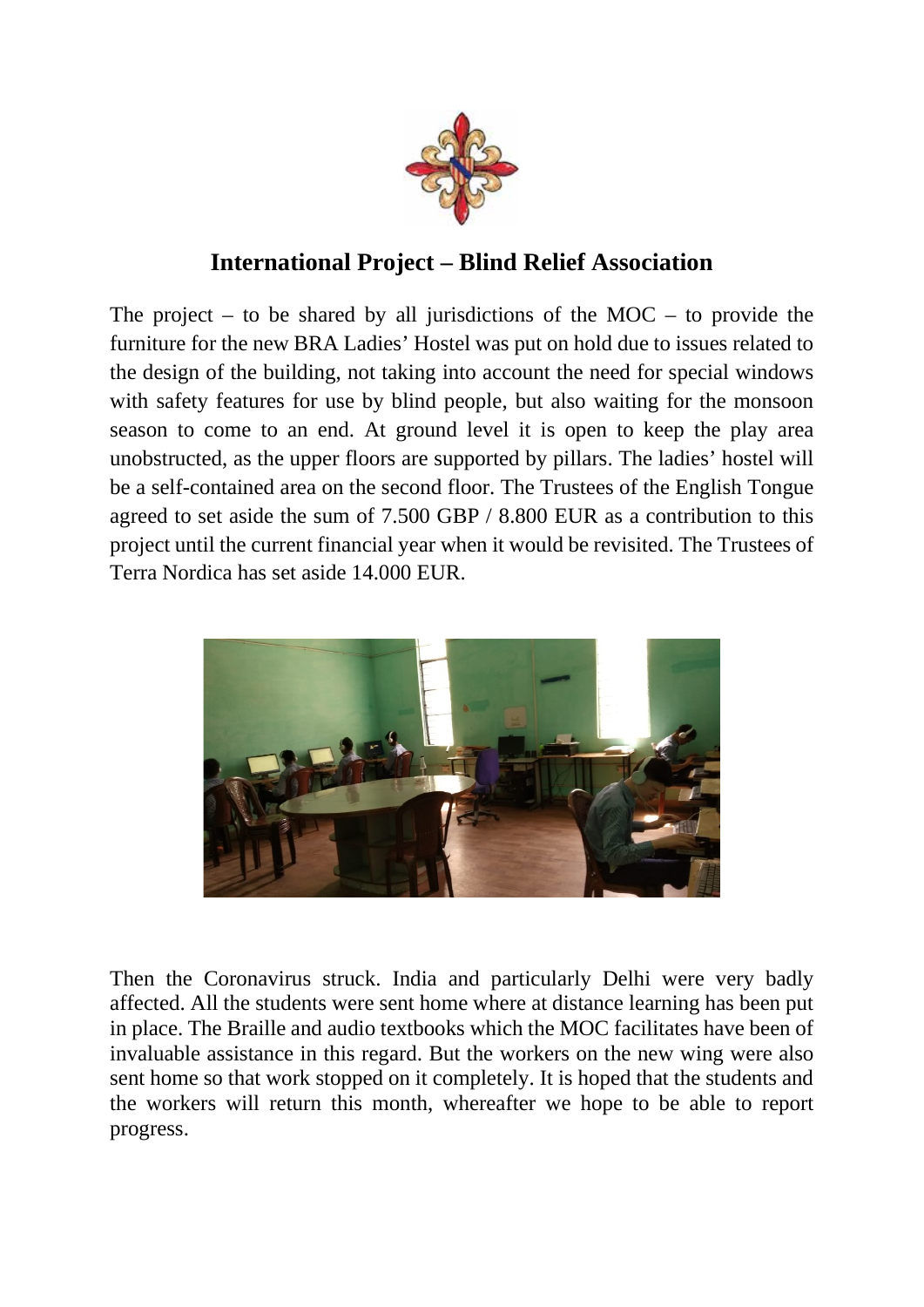## International Project – Blind Relief Association

The project – to be shared by all jurisdictions of the MOC – to provide the furniture for the new BRA Ladies' Hostel was put on hold due to issues related to the design of the building, not taking into account the need for special windows with safety features for use by blind people, but also waiting for the monsoon season to come to an end. At ground level it is open to keep the play area unobstructed, as the upper floors are supported by pillars. The ladies' hostel will be a self-contained area on the second floor. The Trustees of the English Tongue agreed to set aside the sum of 7.500 GBP / 8.800 EUR as a contribution to this project until the current financial year when it would be revisited. The Trustees of Terra Nordica has set aside 14.000 EUR.

Then the Coronavirus struck. India and particularly Delhi were very badly affected. All the students were sent home where at distance learning has been put in place. The Braille and audio textbooks which the MOC facilitates have been of invaluable assistance in this regard. But the workers on the new wing were also sent home so that work stopped on it completely. It is hoped that the students and the workers will return this month, whereafter we hope to be able to report progress.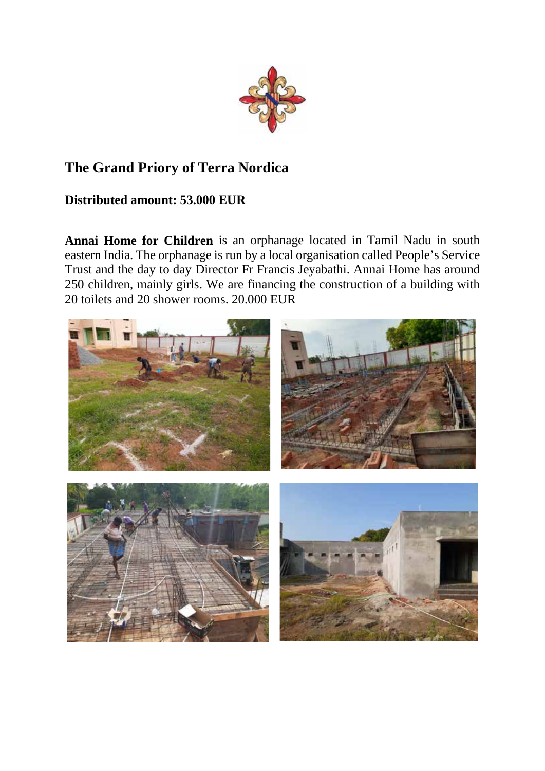## The Grand Priory of Terra Nordica

**Distributed amount: 53.000 EUR**

**Annai Home for Children** is an orphanage located in Tamil Nadu in south eastern India. The orphanage is run by a local organisation called People's Service Trust and the day to day Director Fr Francis Jeyabathi. Annai Home has around 250 children, mainly girls. We are financing the construction of a building with 20 toilets and 20 shower rooms. 20.000 EUR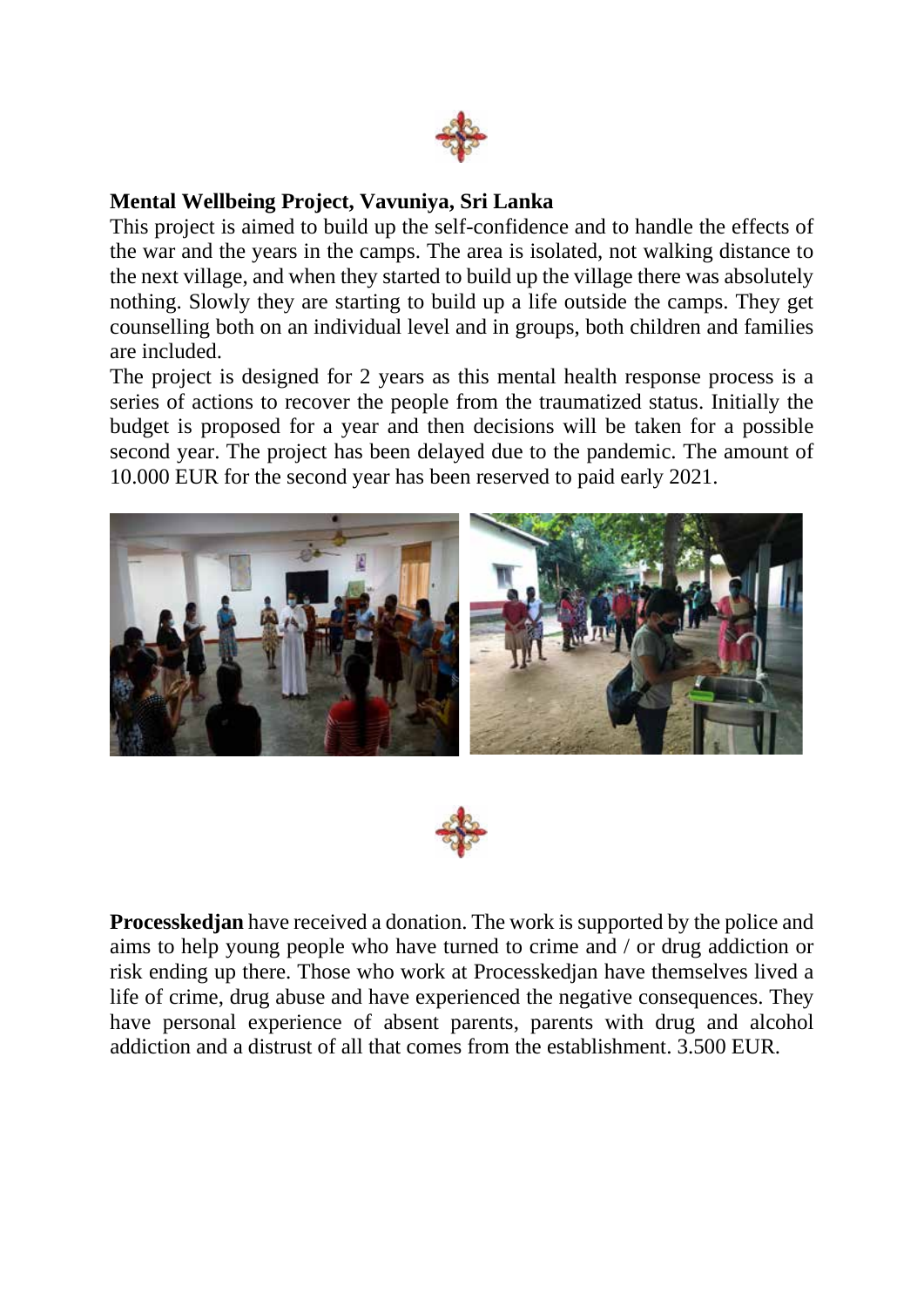**Mental Wellbeing Project, Vavuniya, Sri Lanka**

This project is aimed to build up the self-confidence and to handle the effects of the war and the years in the camps. The area is isolated, not walking distance to the next village, and when they started to build up the village there was absolutely nothing. Slowly they are starting to build up a life outside the camps. They get counselling both on an individual level and in groups, both children and families are included.

The project is designed for 2 years as this mental health response process is a series of actions to recover the people from the traumatized status. Initially the budget is proposed for a year and then decisions will be taken for a possible second year. The project has been delayed due to the pandemic. The amount of 10.000 EUR for the second year has been reserved to paid early 2021.

**Processkedjan** have received a donation. The work is supported by the police and aims to help young people who have turned to crime and / or drug addiction or risk ending up there. Those who work at Processkedjan have themselves lived a life of crime, drug abuse and have experienced the negative consequences. They have personal experience of absent parents, parents with drug and alcohol addiction and a distrust of all that comes from the establishment. 3.500 EUR.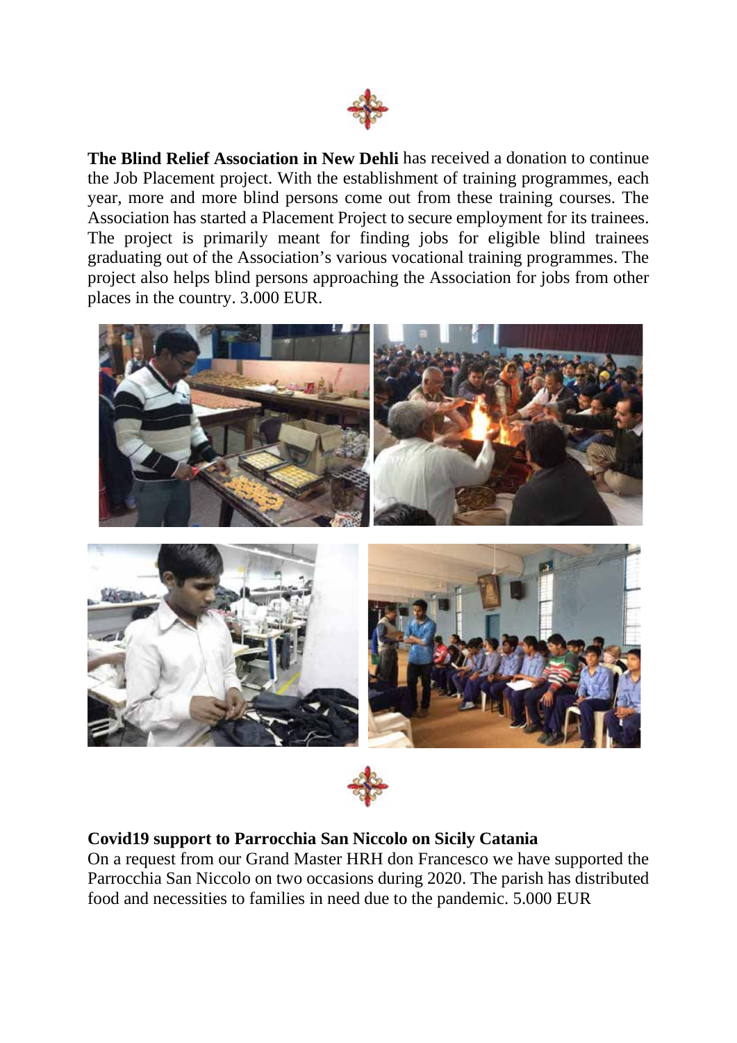**The Blind Relief Association in New Dehli** has received a donation to continue the Job Placement project. With the establishment of training programmes, each year, more and more blind persons come out from these training courses. The Association has started a Placement Project to secure employment for its trainees. The project is primarily meant for finding jobs for eligible blind trainees graduating out of the Association's various vocational training programmes. The project also helps blind persons approaching the Association for jobs from other places in the country. 3.000 EUR.

**Covid19 support to Parrocchia San Niccolo on Sicily Catania**

On a request from our Grand Master HRH don Francesco we have supported the Parrocchia San Niccolo on two occasions during 2020. The parish has distributed food and necessities to families in need due to the pandemic. 5.000 EUR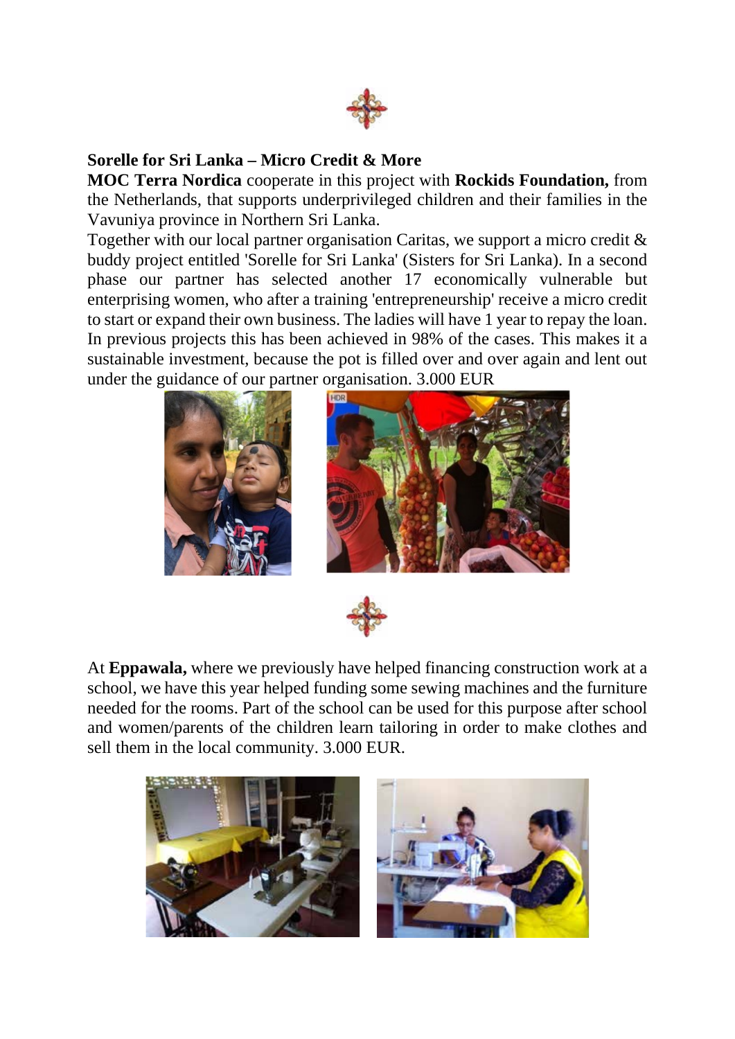**Sorelle for Sri Lanka – Micro Credit & More**

**MOC Terra Nordica** cooperate in this project with **Rockids Foundation,** from the Netherlands, that supports underprivileged children and their families in the Vavuniya province in Northern Sri Lanka.

Together with our local partner organisation Caritas, we support a micro credit & buddy project entitled 'Sorelle for Sri Lanka' (Sisters for Sri Lanka). In a second phase our partner has selected another 17 economically vulnerable but enterprising women, who after a training 'entrepreneurship' receive a micro credit to start or expand their own business. The ladies will have 1 year to repay the loan. In previous projects this has been achieved in 98% of the cases. This makes it a sustainable investment, because the pot is filled over and over again and lent out under the guidance of our partner organisation. 3.000 EUR

At **Eppawala,** where we previously have helped financing construction work at a school, we have this year helped funding some sewing machines and the furniture needed for the rooms. Part of the school can be used for this purpose after school and women/parents of the children learn tailoring in order to make clothes and sell them in the local community. 3.000 EUR.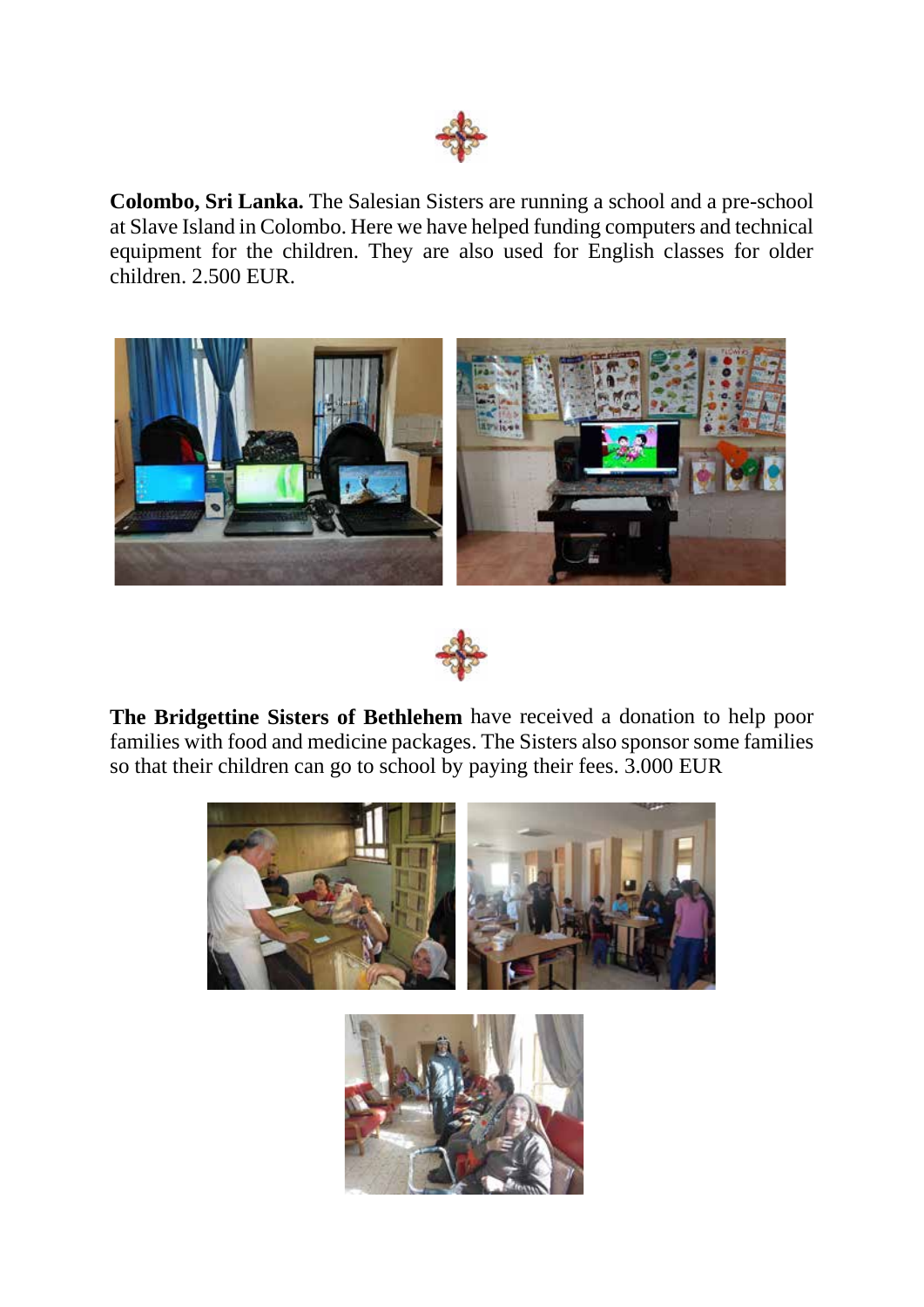**Colombo, Sri Lanka.** The Salesian Sisters are running a school and a pre-school at Slave Island in Colombo. Here we have helped funding computers and technical equipment for the children. They are also used for English classes for older children. 2.500 EUR.

**The Bridgettine Sisters of Bethlehem** have received a donation to help poor families with food and medicine packages. The Sisters also sponsor some families so that their children can go to school by paying their fees. 3.000 EUR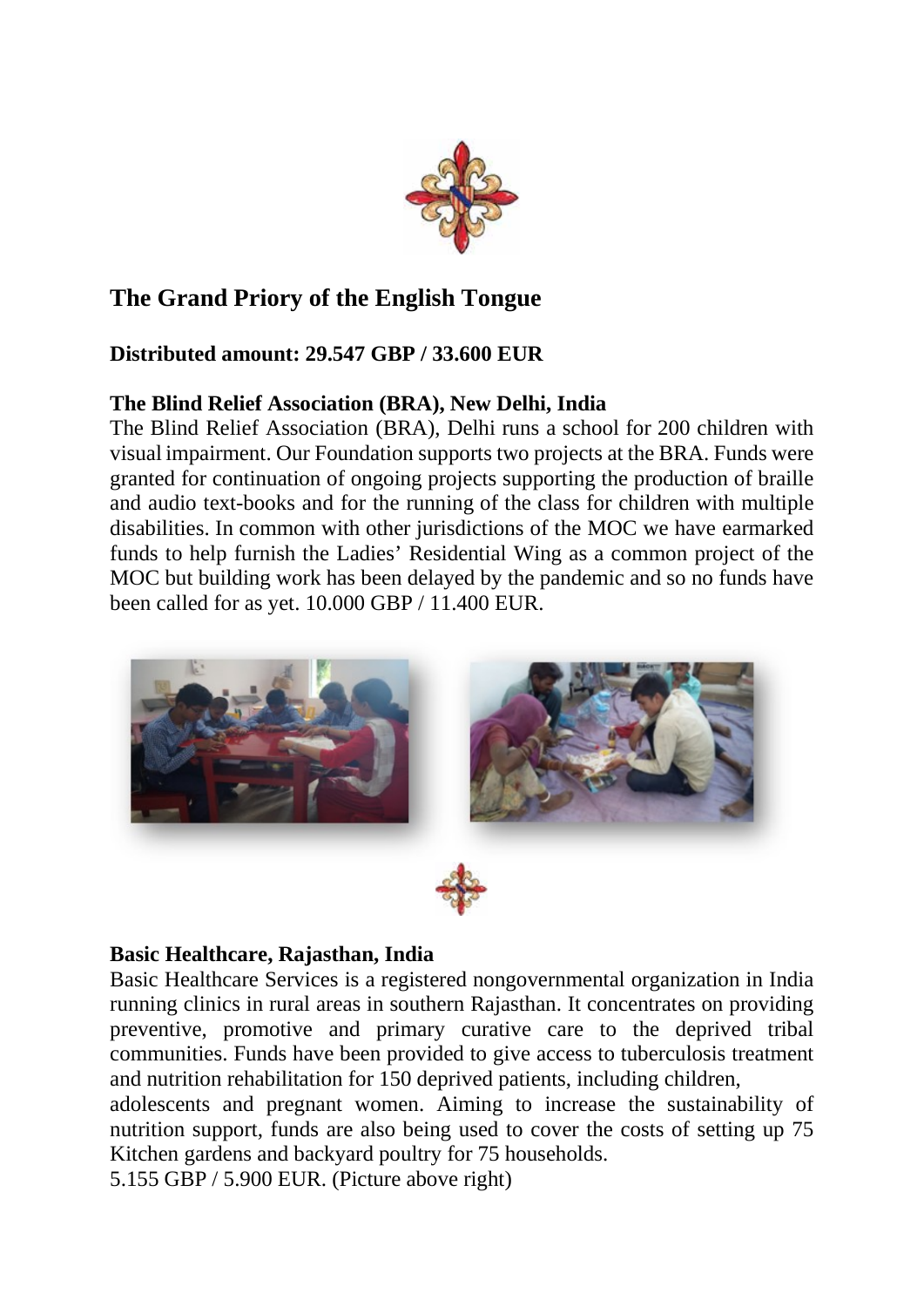## The Grand Priory of the English Tongue

**Distributed amount: 29.547 GBP / 33.600 EUR**

**The Blind Relief Association (BRA), New Delhi, India**

The Blind Relief Association (BRA), Delhi runs a school for 200 children with visual impairment. Our Foundation supports two projects at the BRA. Funds were granted for continuation of ongoing projects supporting the production of braille and audio text-books and for the running of the class for children with multiple disabilities. In common with other jurisdictions of the MOC we have earmarked funds to help furnish the Ladies' Residential Wing as a common project of the MOC but building work has been delayed by the pandemic and so no funds have been called for as yet. 10.000 GBP / 11.400 EUR.

**Basic Healthcare, Rajasthan, India**

Basic Healthcare Services is a registered nongovernmental organization in India running clinics in rural areas in southern Rajasthan. It concentrates on providing preventive, promotive and primary curative care to the deprived tribal communities. Funds have been provided to give access to tuberculosis treatment and nutrition rehabilitation for 150 deprived patients, including children, adolescents and pregnant women. Aiming to increase the sustainability of nutrition support, funds are also being used to cover the costs of setting up 75 Kitchen gardens and backyard poultry for 75 households.

5.155 GBP / 5.900 EUR. (Picture above right)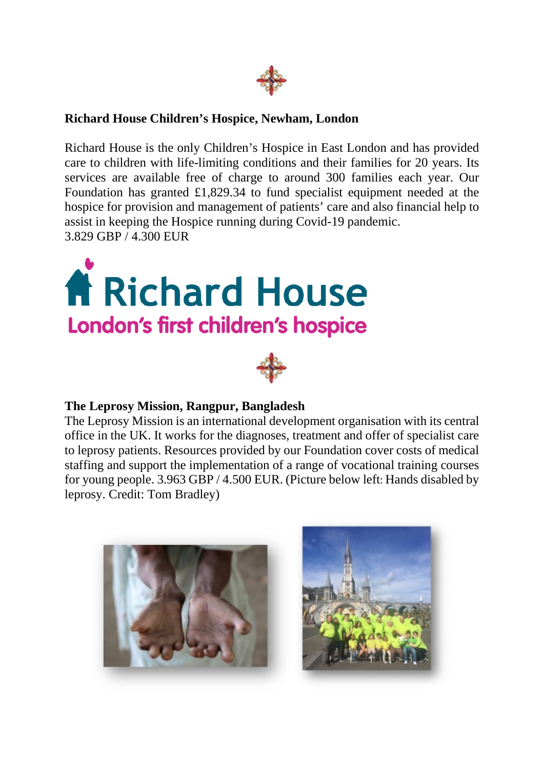### Richard House Children's Hospice, Newham, London

Richard House is the only Children's Hospice in East London and has provided care to children with life-limiting conditions and their families for 20 years. Its services are available free of charge to around 300 families each year. Our Foundation has granted £1,829.34 to fund specialist equipment needed at the hospice for provision and management of patients' care and also financial help to assist in keeping the Hospice running during Covid-19 pandemic.
3.829 GBP / 4.300 EUR

Richard House
London's first children's hospice

### The Leprosy Mission, Rangpur, Bangladesh

The Leprosy Mission is an international development organisation with its central office in the UK. It works for the diagnoses, treatment and offer of specialist care to leprosy patients. Resources provided by our Foundation cover costs of medical staffing and support the implementation of a range of vocational training courses for young people. 3.963 GBP / 4.500 EUR. (Picture below left: Hands disabled by leprosy. Credit: Tom Bradley)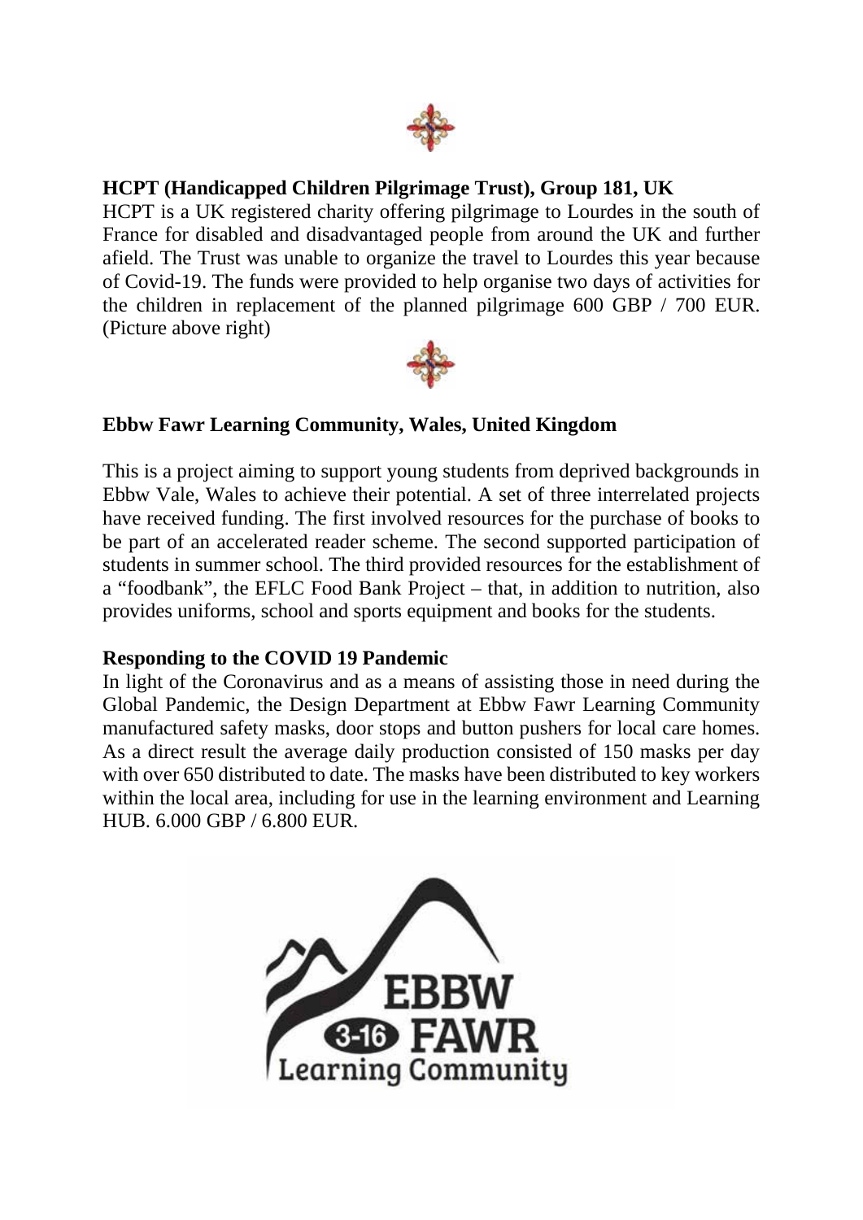**HCPT (Handicapped Children Pilgrimage Trust), Group 181, UK**

HCPT is a UK registered charity offering pilgrimage to Lourdes in the south of France for disabled and disadvantaged people from around the UK and further afield. The Trust was unable to organize the travel to Lourdes this year because of Covid-19. The funds were provided to help organise two days of activities for the children in replacement of the planned pilgrimage 600 GBP / 700 EUR. (Picture above right)

**Ebbw Fawr Learning Community, Wales, United Kingdom**

This is a project aiming to support young students from deprived backgrounds in Ebbw Vale, Wales to achieve their potential. A set of three interrelated projects have received funding. The first involved resources for the purchase of books to be part of an accelerated reader scheme. The second supported participation of students in summer school. The third provided resources for the establishment of a "foodbank", the EFLC Food Bank Project – that, in addition to nutrition, also provides uniforms, school and sports equipment and books for the students.

**Responding to the COVID 19 Pandemic**

In light of the Coronavirus and as a means of assisting those in need during the Global Pandemic, the Design Department at Ebbw Fawr Learning Community manufactured safety masks, door stops and button pushers for local care homes. As a direct result the average daily production consisted of 150 masks per day with over 650 distributed to date. The masks have been distributed to key workers within the local area, including for use in the learning environment and Learning HUB. 6.000 GBP / 6.800 EUR.

EBBW 3-16 FAWR Learning Community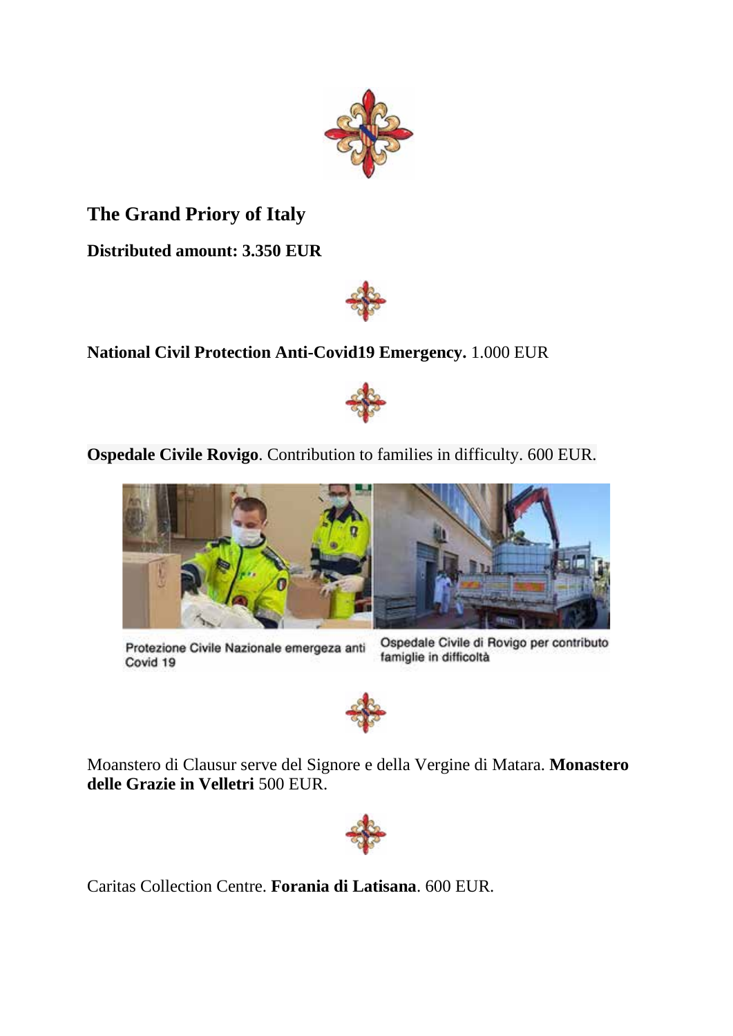## The Grand Priory of Italy

**Distributed amount: 3.350 EUR**

**National Civil Protection Anti-Covid19 Emergency.** 1.000 EUR

**Ospedale Civile Rovigo**. Contribution to families in difficulty. 600 EUR.

Protezione Civile Nazionale emergeza anti Covid 19

Ospedale Civile di Rovigo per contributo famiglie in difficoltà

Moanstero di Clausur serve del Signore e della Vergine di Matara. **Monastero delle Grazie in Velletri** 500 EUR.

Caritas Collection Centre. **Forania di Latisana**. 600 EUR.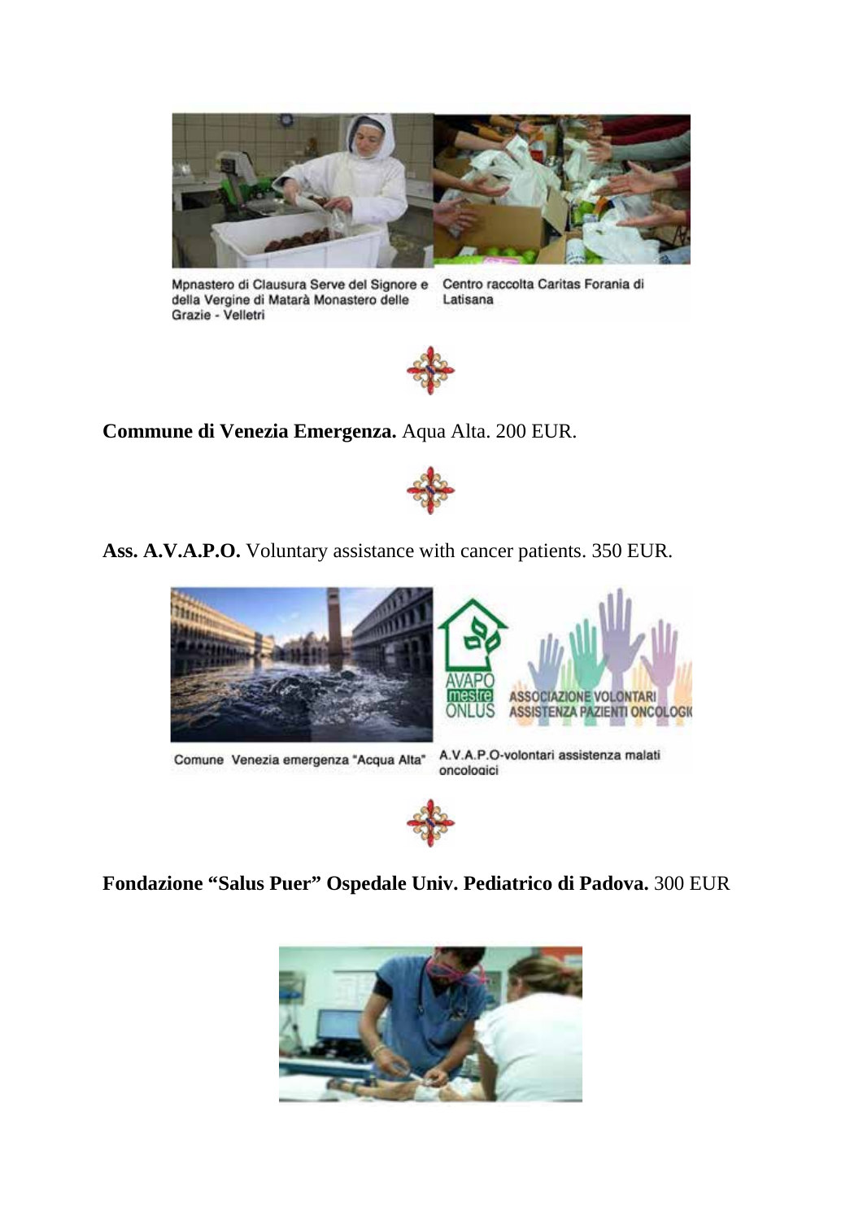Mpnastero di Clausura Serve del Signore e della Vergine di Matarà Monastero delle Grazie - Velletri

Centro raccolta Caritas Forania di Latisana

**Commune di Venezia Emergenza.** Aqua Alta. 200 EUR.

**Ass. A.V.A.P.O.** Voluntary assistance with cancer patients. 350 EUR.

Comune Venezia emergenza "Acqua Alta"

A.V.A.P.O-volontari assistenza malati oncologici

**Fondazione "Salus Puer" Ospedale Univ. Pediatrico di Padova.** 300 EUR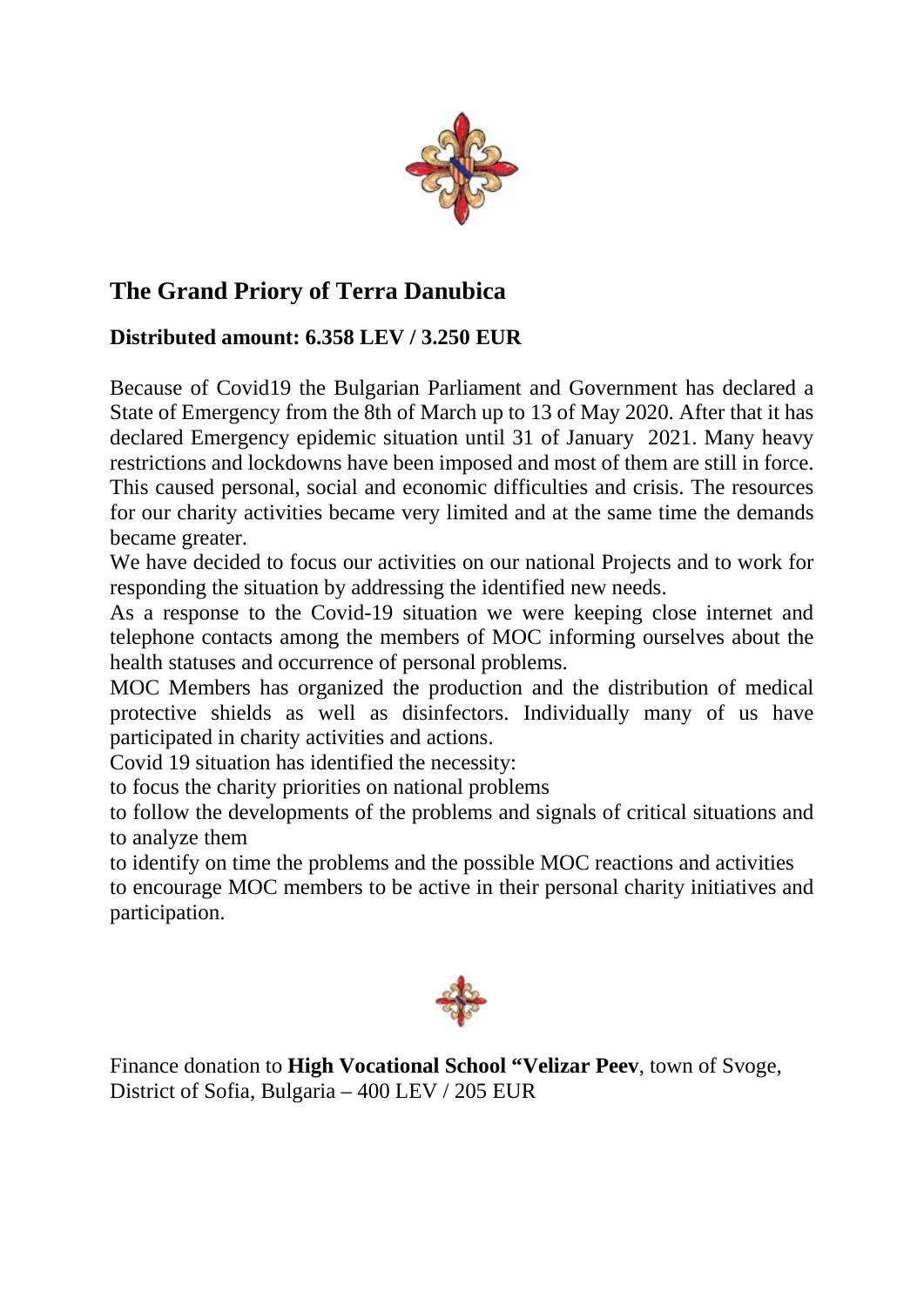## The Grand Priory of Terra Danubica

**Distributed amount: 6.358 LEV / 3.250 EUR**

Because of Covid19 the Bulgarian Parliament and Government has declared a State of Emergency from the 8th of March up to 13 of May 2020. After that it has declared Emergency epidemic situation until 31 of January 2021. Many heavy restrictions and lockdowns have been imposed and most of them are still in force. This caused personal, social and economic difficulties and crisis. The resources for our charity activities became very limited and at the same time the demands became greater.

We have decided to focus our activities on our national Projects and to work for responding the situation by addressing the identified new needs.

As a response to the Covid-19 situation we were keeping close internet and telephone contacts among the members of MOC informing ourselves about the health statuses and occurrence of personal problems.

MOC Members has organized the production and the distribution of medical protective shields as well as disinfectors. Individually many of us have participated in charity activities and actions.

Covid 19 situation has identified the necessity:

to focus the charity priorities on national problems

to follow the developments of the problems and signals of critical situations and to analyze them

to identify on time the problems and the possible MOC reactions and activities

to encourage MOC members to be active in their personal charity initiatives and participation.

Finance donation to **High Vocational School "Velizar Peev**, town of Svoge, District of Sofia, Bulgaria – 400 LEV / 205 EUR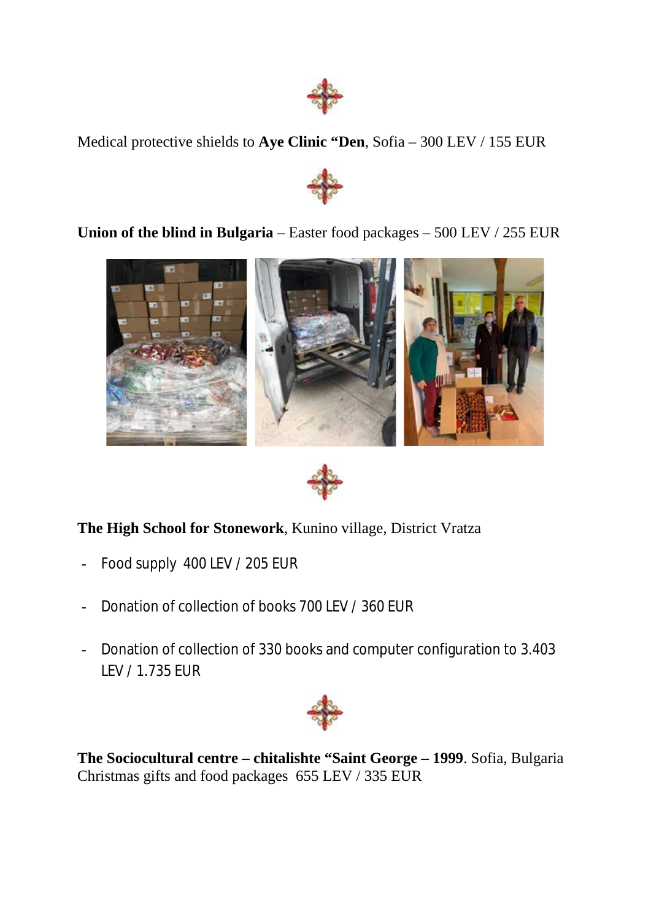Medical protective shields to **Aye Clinic "Den**, Sofia – 300 LEV / 155 EUR

**Union of the blind in Bulgaria** – Easter food packages – 500 LEV / 255 EUR

**The High School for Stonework**, Kunino village, District Vratza

- Food supply 400 LEV / 205 EUR
- Donation of collection of books 700 LEV / 360 EUR
- Donation of collection of 330 books and computer configuration to 3.403 LEV / 1.735 EUR

**The Sociocultural centre – chitalishte "Saint George – 1999**. Sofia, Bulgaria
Christmas gifts and food packages 655 LEV / 335 EUR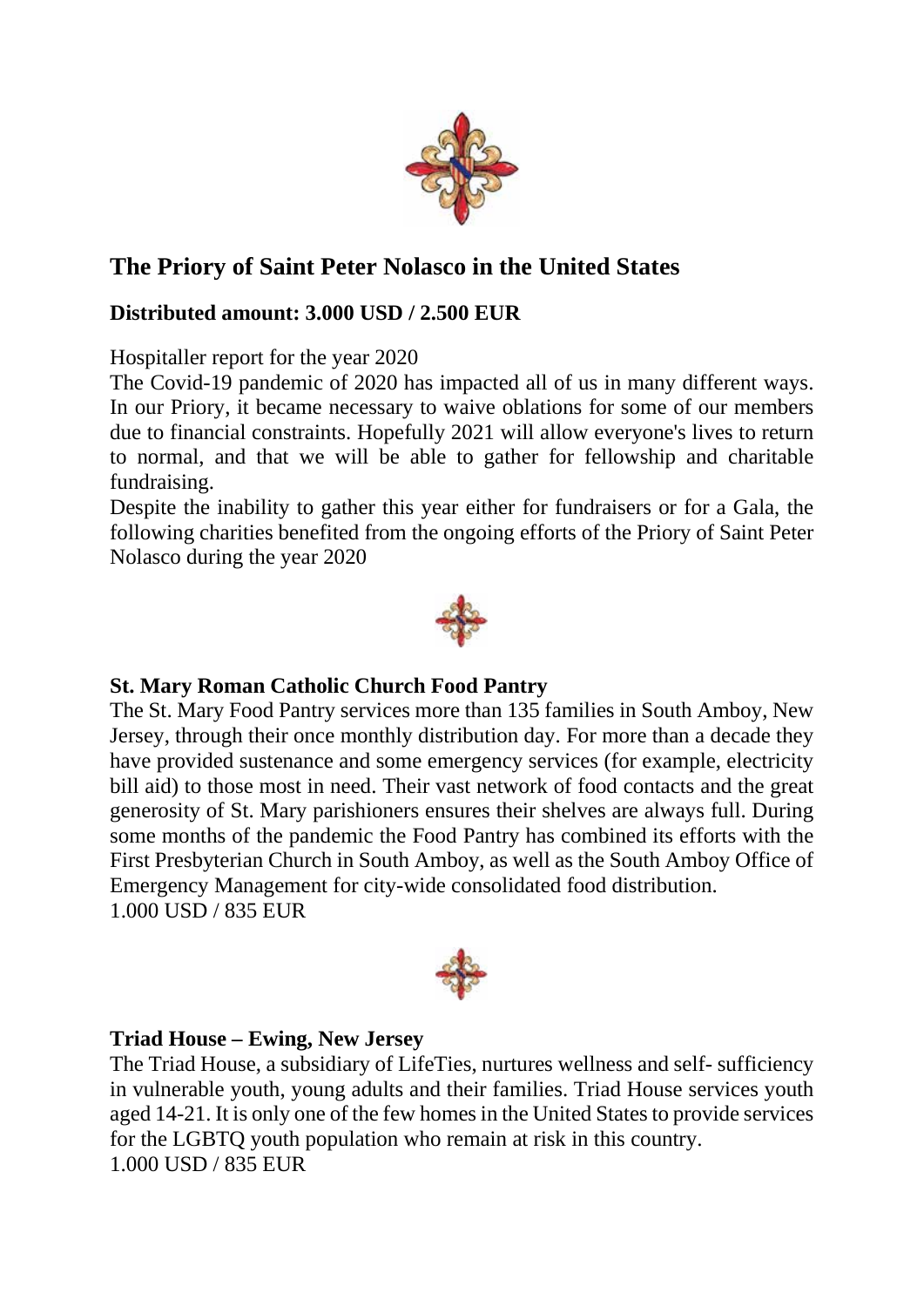## The Priory of Saint Peter Nolasco in the United States

**Distributed amount: 3.000 USD / 2.500 EUR**

Hospitaller report for the year 2020

The Covid-19 pandemic of 2020 has impacted all of us in many different ways. In our Priory, it became necessary to waive oblations for some of our members due to financial constraints. Hopefully 2021 will allow everyone's lives to return to normal, and that we will be able to gather for fellowship and charitable fundraising.

Despite the inability to gather this year either for fundraisers or for a Gala, the following charities benefited from the ongoing efforts of the Priory of Saint Peter Nolasco during the year 2020

**St. Mary Roman Catholic Church Food Pantry**

The St. Mary Food Pantry services more than 135 families in South Amboy, New Jersey, through their once monthly distribution day. For more than a decade they have provided sustenance and some emergency services (for example, electricity bill aid) to those most in need. Their vast network of food contacts and the great generosity of St. Mary parishioners ensures their shelves are always full. During some months of the pandemic the Food Pantry has combined its efforts with the First Presbyterian Church in South Amboy, as well as the South Amboy Office of Emergency Management for city-wide consolidated food distribution.

1.000 USD / 835 EUR

**Triad House – Ewing, New Jersey**

The Triad House, a subsidiary of LifeTies, nurtures wellness and self- sufficiency in vulnerable youth, young adults and their families. Triad House services youth aged 14-21. It is only one of the few homes in the United States to provide services for the LGBTQ youth population who remain at risk in this country.

1.000 USD / 835 EUR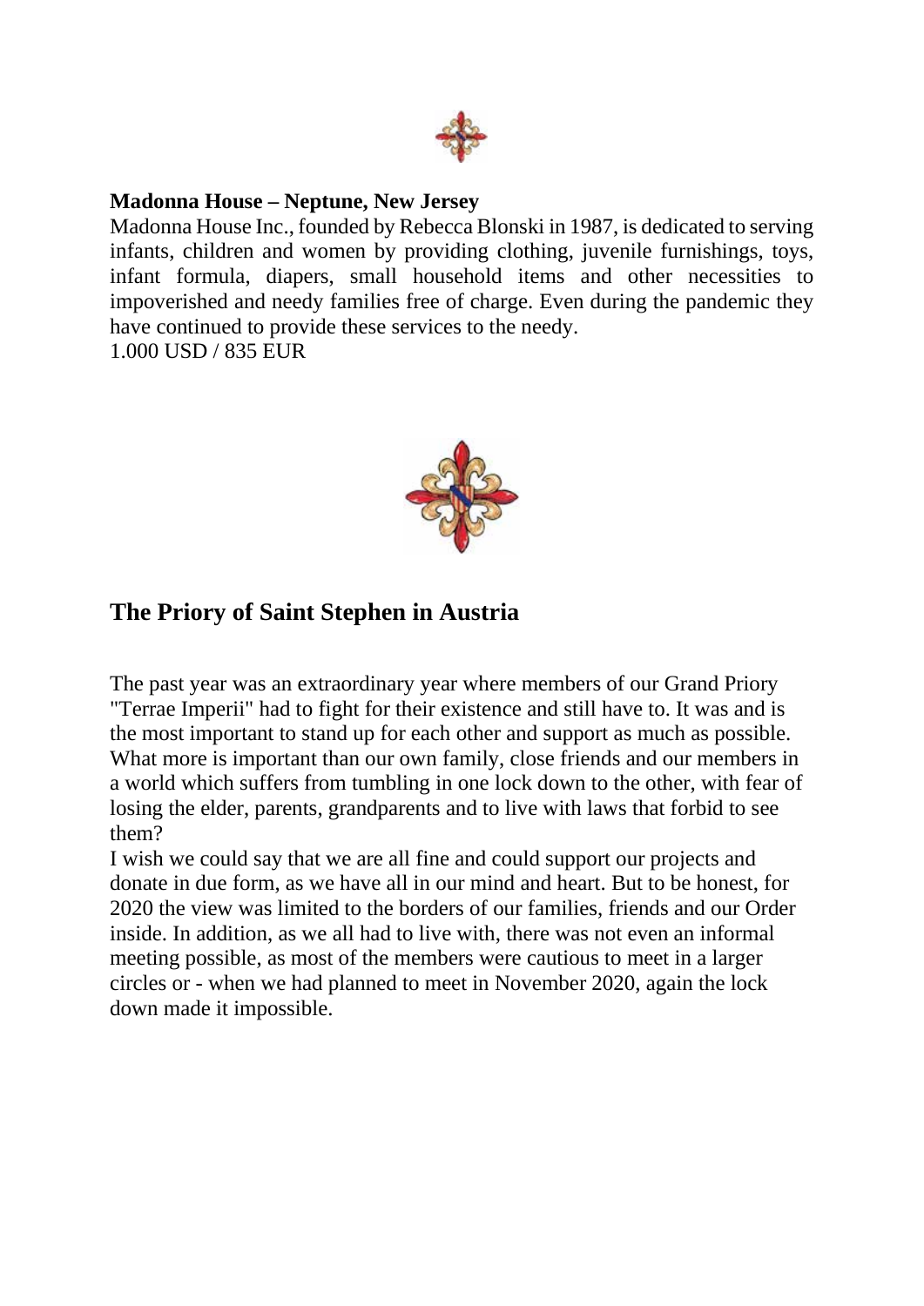**Madonna House – Neptune, New Jersey**

Madonna House Inc., founded by Rebecca Blonski in 1987, is dedicated to serving infants, children and women by providing clothing, juvenile furnishings, toys, infant formula, diapers, small household items and other necessities to impoverished and needy families free of charge. Even during the pandemic they have continued to provide these services to the needy.
1.000 USD / 835 EUR

## The Priory of Saint Stephen in Austria

The past year was an extraordinary year where members of our Grand Priory "Terrae Imperii" had to fight for their existence and still have to. It was and is the most important to stand up for each other and support as much as possible. What more is important than our own family, close friends and our members in a world which suffers from tumbling in one lock down to the other, with fear of losing the elder, parents, grandparents and to live with laws that forbid to see them?
I wish we could say that we are all fine and could support our projects and donate in due form, as we have all in our mind and heart. But to be honest, for 2020 the view was limited to the borders of our families, friends and our Order inside. In addition, as we all had to live with, there was not even an informal meeting possible, as most of the members were cautious to meet in a larger circles or - when we had planned to meet in November 2020, again the lock down made it impossible.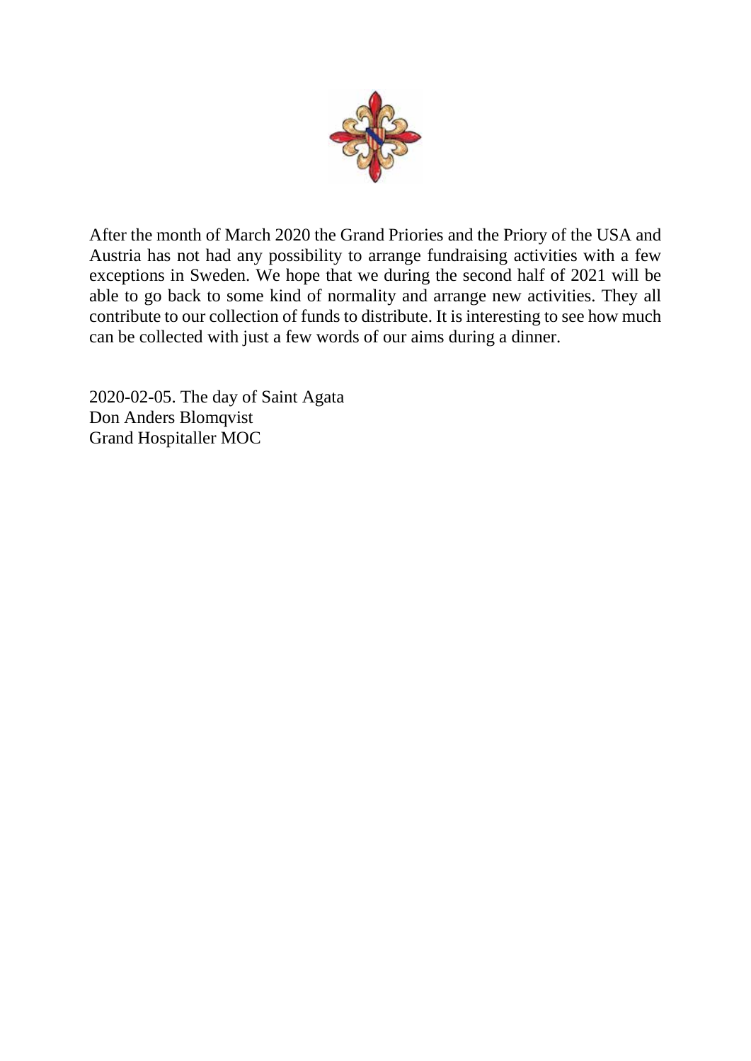After the month of March 2020 the Grand Priories and the Priory of the USA and Austria has not had any possibility to arrange fundraising activities with a few exceptions in Sweden. We hope that we during the second half of 2021 will be able to go back to some kind of normality and arrange new activities. They all contribute to our collection of funds to distribute. It is interesting to see how much can be collected with just a few words of our aims during a dinner.

2020-02-05. The day of Saint Agata
Don Anders Blomqvist
Grand Hospitaller MOC